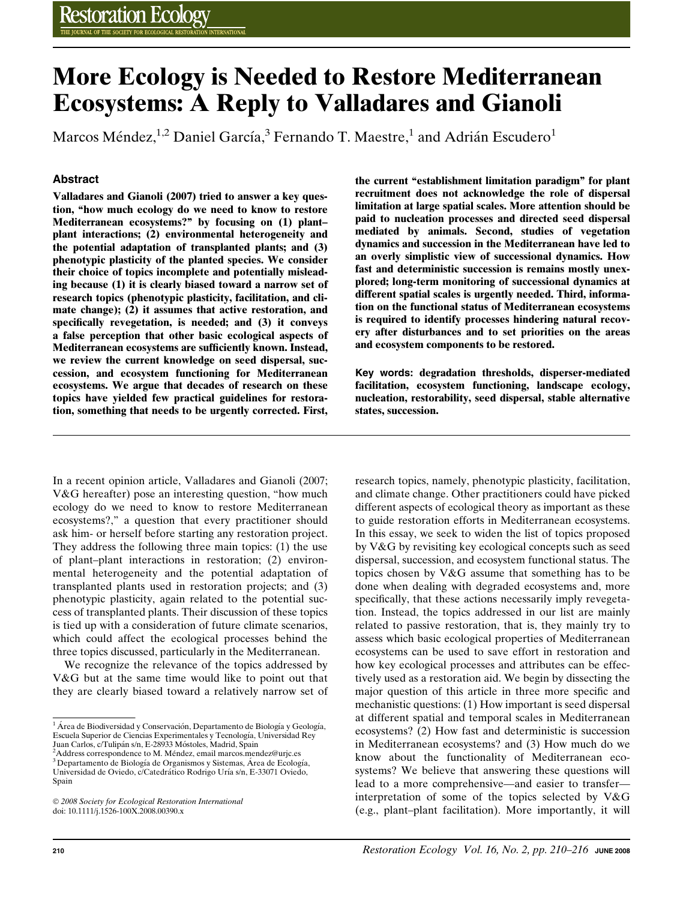# More Ecology is Needed to Restore Mediterranean Ecosystems: A Reply to Valladares and Gianoli

Marcos Méndez,[1,2] Daniel García,[3] Fernando T. Maestre,[1] and Adrián Escudero[1]

## Abstract

**Valladares and Gianoli (2007) tried to answer a key question, "how much ecology do we need to know to restore Mediterranean ecosystems?" by focusing on (1) plant–plant interactions; (2) environmental heterogeneity and the potential adaptation of transplanted plants; and (3) phenotypic plasticity of the planted species. We consider their choice of topics incomplete and potentially misleading because (1) it is clearly biased toward a narrow set of research topics (phenotypic plasticity, facilitation, and climate change); (2) it assumes that active restoration, and specifically revegetation, is needed; and (3) it conveys a false perception that other basic ecological aspects of Mediterranean ecosystems are sufficiently known. Instead, we review the current knowledge on seed dispersal, succession, and ecosystem functioning for Mediterranean ecosystems. We argue that decades of research on these topics have yielded few practical guidelines for restoration, something that needs to be urgently corrected. First, the current "establishment limitation paradigm" for plant recruitment does not acknowledge the role of dispersal limitation at large spatial scales. More attention should be paid to nucleation processes and directed seed dispersal mediated by animals. Second, studies of vegetation dynamics and succession in the Mediterranean have led to an overly simplistic view of successional dynamics. How fast and deterministic succession is remains mostly unexplored; long-term monitoring of successional dynamics at different spatial scales is urgently needed. Third, information on the functional status of Mediterranean ecosystems is required to identify processes hindering natural recovery after disturbances and to set priorities on the areas and ecosystem components to be restored.**

**Key words: degradation thresholds, disperser-mediated facilitation, ecosystem functioning, landscape ecology, nucleation, restorability, seed dispersal, stable alternative states, succession.**

In a recent opinion article, Valladares and Gianoli (2007; V&G hereafter) pose an interesting question, "how much ecology do we need to know to restore Mediterranean ecosystems?," a question that every practitioner should ask him- or herself before starting any restoration project. They address the following three main topics: (1) the use of plant–plant interactions in restoration; (2) environmental heterogeneity and the potential adaptation of transplanted plants used in restoration projects; and (3) phenotypic plasticity, again related to the potential success of transplanted plants. Their discussion of these topics is tied up with a consideration of future climate scenarios, which could affect the ecological processes behind the three topics discussed, particularly in the Mediterranean.

We recognize the relevance of the topics addressed by V&G but at the same time would like to point out that they are clearly biased toward a relatively narrow set of research topics, namely, phenotypic plasticity, facilitation, and climate change. Other practitioners could have picked different aspects of ecological theory as important as these to guide restoration efforts in Mediterranean ecosystems. In this essay, we seek to widen the list of topics proposed by V&G by revisiting key ecological concepts such as seed dispersal, succession, and ecosystem functional status. The topics chosen by V&G assume that something has to be done when dealing with degraded ecosystems and, more specifically, that these actions necessarily imply revegetation. Instead, the topics addressed in our list are mainly related to passive restoration, that is, they mainly try to assess which basic ecological properties of Mediterranean ecosystems can be used to save effort in restoration and how key ecological processes and attributes can be effectively used as a restoration aid. We begin by dissecting the major question of this article in three more specific and mechanistic questions: (1) How important is seed dispersal at different spatial and temporal scales in Mediterranean ecosystems? (2) How fast and deterministic is succession in Mediterranean ecosystems? and (3) How much do we know about the functionality of Mediterranean ecosystems? We believe that answering these questions will lead to a more comprehensive—and easier to transfer—interpretation of some of the topics selected by V&G (e.g., plant–plant facilitation). More importantly, it will

[1] Área de Biodiversidad y Conservación, Departamento de Biología y Geología, Escuela Superior de Ciencias Experimentales y Tecnología, Universidad Rey Juan Carlos, c/Tulipán s/n, E-28933 Móstoles, Madrid, Spain
[2] Address correspondence to M. Méndez, email marcos.mendez@urjc.es
[3] Departamento de Biología de Organismos y Sistemas, Área de Ecología, Universidad de Oviedo, c/Catedrático Rodrigo Uría s/n, E-33071 Oviedo, Spain

© 2008 Society for Ecological Restoration International
doi: 10.1111/j.1526-100X.2008.00390.x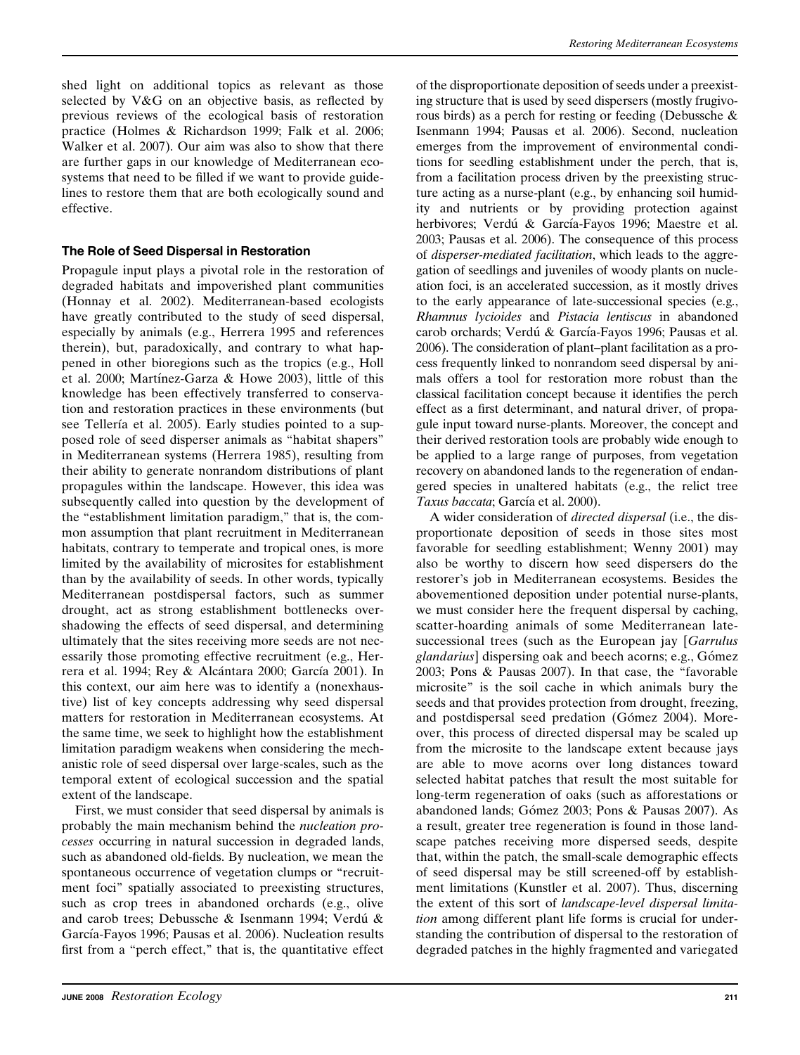shed light on additional topics as relevant as those selected by V&G on an objective basis, as reflected by previous reviews of the ecological basis of restoration practice (Holmes & Richardson 1999; Falk et al. 2006; Walker et al. 2007). Our aim was also to show that there are further gaps in our knowledge of Mediterranean ecosystems that need to be filled if we want to provide guidelines to restore them that are both ecologically sound and effective.

## The Role of Seed Dispersal in Restoration

Propagule input plays a pivotal role in the restoration of degraded habitats and impoverished plant communities (Honnay et al. 2002). Mediterranean-based ecologists have greatly contributed to the study of seed dispersal, especially by animals (e.g., Herrera 1995 and references therein), but, paradoxically, and contrary to what happened in other bioregions such as the tropics (e.g., Holl et al. 2000; Martínez-Garza & Howe 2003), little of this knowledge has been effectively transferred to conservation and restoration practices in these environments (but see Tellería et al. 2005). Early studies pointed to a supposed role of seed disperser animals as "habitat shapers" in Mediterranean systems (Herrera 1985), resulting from their ability to generate nonrandom distributions of plant propagules within the landscape. However, this idea was subsequently called into question by the development of the "establishment limitation paradigm," that is, the common assumption that plant recruitment in Mediterranean habitats, contrary to temperate and tropical ones, is more limited by the availability of microsites for establishment than by the availability of seeds. In other words, typically Mediterranean postdispersal factors, such as summer drought, act as strong establishment bottlenecks overshadowing the effects of seed dispersal, and determining ultimately that the sites receiving more seeds are not necessarily those promoting effective recruitment (e.g., Herrera et al. 1994; Rey & Alcántara 2000; García 2001). In this context, our aim here was to identify a (nonexhaustive) list of key concepts addressing why seed dispersal matters for restoration in Mediterranean ecosystems. At the same time, we seek to highlight how the establishment limitation paradigm weakens when considering the mechanistic role of seed dispersal over large-scales, such as the temporal extent of ecological succession and the spatial extent of the landscape.

First, we must consider that seed dispersal by animals is probably the main mechanism behind the *nucleation processes* occurring in natural succession in degraded lands, such as abandoned old-fields. By nucleation, we mean the spontaneous occurrence of vegetation clumps or "recruitment foci" spatially associated to preexisting structures, such as crop trees in abandoned orchards (e.g., olive and carob trees; Debussche & Isenmann 1994; Verdú & García-Fayos 1996; Pausas et al. 2006). Nucleation results first from a "perch effect," that is, the quantitative effect of the disproportionate deposition of seeds under a preexisting structure that is used by seed dispersers (mostly frugivorous birds) as a perch for resting or feeding (Debussche & Isenmann 1994; Pausas et al. 2006). Second, nucleation emerges from the improvement of environmental conditions for seedling establishment under the perch, that is, from a facilitation process driven by the preexisting structure acting as a nurse-plant (e.g., by enhancing soil humidity and nutrients or by providing protection against herbivores; Verdú & García-Fayos 1996; Maestre et al. 2003; Pausas et al. 2006). The consequence of this process of *disperser-mediated facilitation*, which leads to the aggregation of seedlings and juveniles of woody plants on nucleation foci, is an accelerated succession, as it mostly drives to the early appearance of late-successional species (e.g., *Rhamnus lycioides* and *Pistacia lentiscus* in abandoned carob orchards; Verdú & García-Fayos 1996; Pausas et al. 2006). The consideration of plant–plant facilitation as a process frequently linked to nonrandom seed dispersal by animals offers a tool for restoration more robust than the classical facilitation concept because it identifies the perch effect as a first determinant, and natural driver, of propagule input toward nurse-plants. Moreover, the concept and their derived restoration tools are probably wide enough to be applied to a large range of purposes, from vegetation recovery on abandoned lands to the regeneration of endangered species in unaltered habitats (e.g., the relict tree *Taxus baccata*; García et al. 2000).

A wider consideration of *directed dispersal* (i.e., the disproportionate deposition of seeds in those sites most favorable for seedling establishment; Wenny 2001) may also be worthy to discern how seed dispersers do the restorer's job in Mediterranean ecosystems. Besides the abovementioned deposition under potential nurse-plants, we must consider here the frequent dispersal by caching, scatter-hoarding animals of some Mediterranean late-successional trees (such as the European jay [*Garrulus glandarius*] dispersing oak and beech acorns; e.g., Gómez 2003; Pons & Pausas 2007). In that case, the "favorable microsite" is the soil cache in which animals bury the seeds and that provides protection from drought, freezing, and postdispersal seed predation (Gómez 2004). Moreover, this process of directed dispersal may be scaled up from the microsite to the landscape extent because jays are able to move acorns over long distances toward selected habitat patches that result the most suitable for long-term regeneration of oaks (such as afforestations or abandoned lands; Gómez 2003; Pons & Pausas 2007). As a result, greater tree regeneration is found in those landscape patches receiving more dispersed seeds, despite that, within the patch, the small-scale demographic effects of seed dispersal may be still screened-off by establishment limitations (Kunstler et al. 2007). Thus, discerning the extent of this sort of *landscape-level dispersal limitation* among different plant life forms is crucial for understanding the contribution of dispersal to the restoration of degraded patches in the highly fragmented and variegated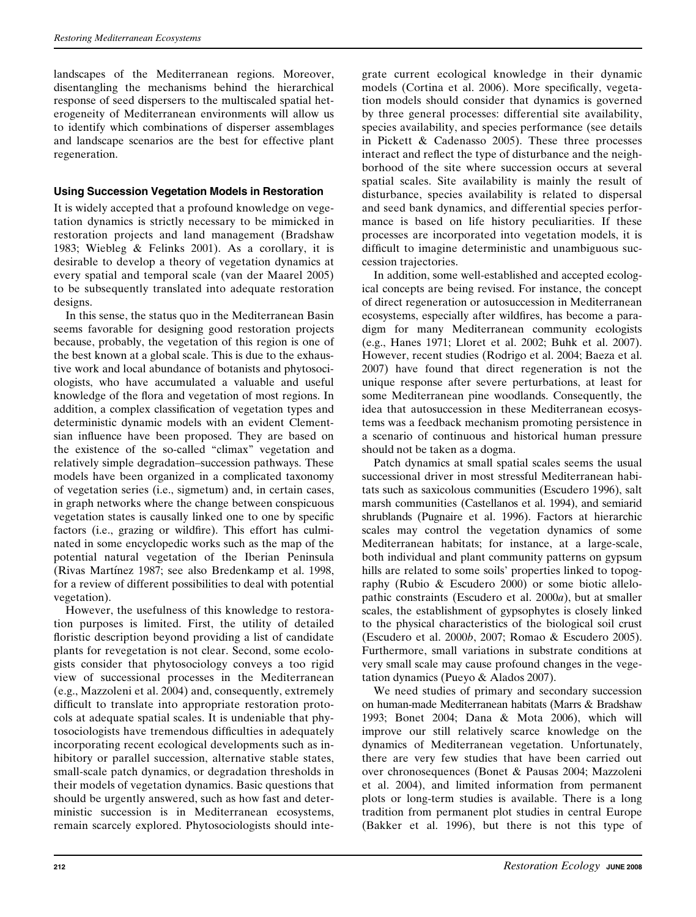landscapes of the Mediterranean regions. Moreover, disentangling the mechanisms behind the hierarchical response of seed dispersers to the multiscaled spatial heterogeneity of Mediterranean environments will allow us to identify which combinations of disperser assemblages and landscape scenarios are the best for effective plant regeneration.

## Using Succession Vegetation Models in Restoration

It is widely accepted that a profound knowledge on vegetation dynamics is strictly necessary to be mimicked in restoration projects and land management (Bradshaw 1983; Wiebleg & Felinks 2001). As a corollary, it is desirable to develop a theory of vegetation dynamics at every spatial and temporal scale (van der Maarel 2005) to be subsequently translated into adequate restoration designs.

In this sense, the status quo in the Mediterranean Basin seems favorable for designing good restoration projects because, probably, the vegetation of this region is one of the best known at a global scale. This is due to the exhaustive work and local abundance of botanists and phytosociologists, who have accumulated a valuable and useful knowledge of the flora and vegetation of most regions. In addition, a complex classification of vegetation types and deterministic dynamic models with an evident Clementsian influence have been proposed. They are based on the existence of the so-called "climax" vegetation and relatively simple degradation–succession pathways. These models have been organized in a complicated taxonomy of vegetation series (i.e., sigmetum) and, in certain cases, in graph networks where the change between conspicuous vegetation states is causally linked one to one by specific factors (i.e., grazing or wildfire). This effort has culminated in some encyclopedic works such as the map of the potential natural vegetation of the Iberian Peninsula (Rivas Martínez 1987; see also Bredenkamp et al. 1998, for a review of different possibilities to deal with potential vegetation).

However, the usefulness of this knowledge to restoration purposes is limited. First, the utility of detailed floristic description beyond providing a list of candidate plants for revegetation is not clear. Second, some ecologists consider that phytosociology conveys a too rigid view of successional processes in the Mediterranean (e.g., Mazzoleni et al. 2004) and, consequently, extremely difficult to translate into appropriate restoration protocols at adequate spatial scales. It is undeniable that phytosociologists have tremendous difficulties in adequately incorporating recent ecological developments such as inhibitory or parallel succession, alternative stable states, small-scale patch dynamics, or degradation thresholds in their models of vegetation dynamics. Basic questions that should be urgently answered, such as how fast and deterministic succession is in Mediterranean ecosystems, remain scarcely explored. Phytosociologists should integrate current ecological knowledge in their dynamic models (Cortina et al. 2006). More specifically, vegetation models should consider that dynamics is governed by three general processes: differential site availability, species availability, and species performance (see details in Pickett & Cadenasso 2005). These three processes interact and reflect the type of disturbance and the neighborhood of the site where succession occurs at several spatial scales. Site availability is mainly the result of disturbance, species availability is related to dispersal and seed bank dynamics, and differential species performance is based on life history peculiarities. If these processes are incorporated into vegetation models, it is difficult to imagine deterministic and unambiguous succession trajectories.

In addition, some well-established and accepted ecological concepts are being revised. For instance, the concept of direct regeneration or autosuccession in Mediterranean ecosystems, especially after wildfires, has become a paradigm for many Mediterranean community ecologists (e.g., Hanes 1971; Lloret et al. 2002; Buhk et al. 2007). However, recent studies (Rodrigo et al. 2004; Baeza et al. 2007) have found that direct regeneration is not the unique response after severe perturbations, at least for some Mediterranean pine woodlands. Consequently, the idea that autosuccession in these Mediterranean ecosystems was a feedback mechanism promoting persistence in a scenario of continuous and historical human pressure should not be taken as a dogma.

Patch dynamics at small spatial scales seems the usual successional driver in most stressful Mediterranean habitats such as saxicolous communities (Escudero 1996), salt marsh communities (Castellanos et al. 1994), and semiarid shrublands (Pugnaire et al. 1996). Factors at hierarchic scales may control the vegetation dynamics of some Mediterranean habitats; for instance, at a large-scale, both individual and plant community patterns on gypsum hills are related to some soils' properties linked to topography (Rubio & Escudero 2000) or some biotic allelopathic constraints (Escudero et al. 2000*a*), but at smaller scales, the establishment of gypsophytes is closely linked to the physical characteristics of the biological soil crust (Escudero et al. 2000*b*, 2007; Romao & Escudero 2005). Furthermore, small variations in substrate conditions at very small scale may cause profound changes in the vegetation dynamics (Pueyo & Alados 2007).

We need studies of primary and secondary succession on human-made Mediterranean habitats (Marrs & Bradshaw 1993; Bonet 2004; Dana & Mota 2006), which will improve our still relatively scarce knowledge on the dynamics of Mediterranean vegetation. Unfortunately, there are very few studies that have been carried out over chronosequences (Bonet & Pausas 2004; Mazzoleni et al. 2004), and limited information from permanent plots or long-term studies is available. There is a long tradition from permanent plot studies in central Europe (Bakker et al. 1996), but there is not this type of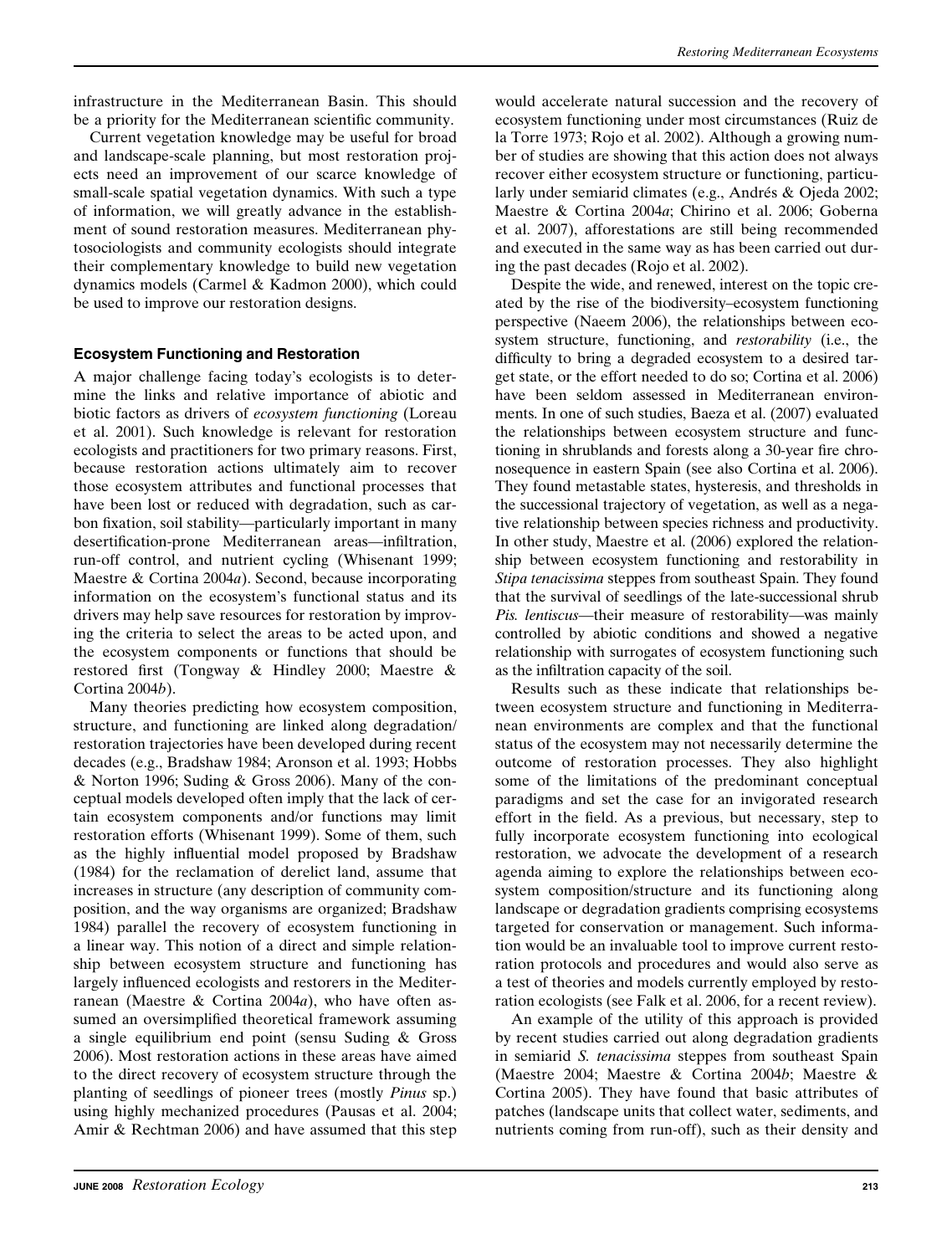infrastructure in the Mediterranean Basin. This should be a priority for the Mediterranean scientific community.

Current vegetation knowledge may be useful for broad and landscape-scale planning, but most restoration projects need an improvement of our scarce knowledge of small-scale spatial vegetation dynamics. With such a type of information, we will greatly advance in the establishment of sound restoration measures. Mediterranean phytosociologists and community ecologists should integrate their complementary knowledge to build new vegetation dynamics models (Carmel & Kadmon 2000), which could be used to improve our restoration designs.

## Ecosystem Functioning and Restoration

A major challenge facing today's ecologists is to determine the links and relative importance of abiotic and biotic factors as drivers of *ecosystem functioning* (Loreau et al. 2001). Such knowledge is relevant for restoration ecologists and practitioners for two primary reasons. First, because restoration actions ultimately aim to recover those ecosystem attributes and functional processes that have been lost or reduced with degradation, such as carbon fixation, soil stability—particularly important in many desertification-prone Mediterranean areas—infiltration, run-off control, and nutrient cycling (Whisenant 1999; Maestre & Cortina 2004*a*). Second, because incorporating information on the ecosystem's functional status and its drivers may help save resources for restoration by improving the criteria to select the areas to be acted upon, and the ecosystem components or functions that should be restored first (Tongway & Hindley 2000; Maestre & Cortina 2004*b*).

Many theories predicting how ecosystem composition, structure, and functioning are linked along degradation/restoration trajectories have been developed during recent decades (e.g., Bradshaw 1984; Aronson et al. 1993; Hobbs & Norton 1996; Suding & Gross 2006). Many of the conceptual models developed often imply that the lack of certain ecosystem components and/or functions may limit restoration efforts (Whisenant 1999). Some of them, such as the highly influential model proposed by Bradshaw (1984) for the reclamation of derelict land, assume that increases in structure (any description of community composition, and the way organisms are organized; Bradshaw 1984) parallel the recovery of ecosystem functioning in a linear way. This notion of a direct and simple relationship between ecosystem structure and functioning has largely influenced ecologists and restorers in the Mediterranean (Maestre & Cortina 2004*a*), who have often assumed an oversimplified theoretical framework assuming a single equilibrium end point (sensu Suding & Gross 2006). Most restoration actions in these areas have aimed to the direct recovery of ecosystem structure through the planting of seedlings of pioneer trees (mostly *Pinus* sp.) using highly mechanized procedures (Pausas et al. 2004; Amir & Rechtman 2006) and have assumed that this step would accelerate natural succession and the recovery of ecosystem functioning under most circumstances (Ruiz de la Torre 1973; Rojo et al. 2002). Although a growing number of studies are showing that this action does not always recover either ecosystem structure or functioning, particularly under semiarid climates (e.g., Andrés & Ojeda 2002; Maestre & Cortina 2004*a*; Chirino et al. 2006; Goberna et al. 2007), afforestations are still being recommended and executed in the same way as has been carried out during the past decades (Rojo et al. 2002).

Despite the wide, and renewed, interest on the topic created by the rise of the biodiversity–ecosystem functioning perspective (Naeem 2006), the relationships between ecosystem structure, functioning, and *restorability* (i.e., the difficulty to bring a degraded ecosystem to a desired target state, or the effort needed to do so; Cortina et al. 2006) have been seldom assessed in Mediterranean environments. In one of such studies, Baeza et al. (2007) evaluated the relationships between ecosystem structure and functioning in shrublands and forests along a 30-year fire chronosequence in eastern Spain (see also Cortina et al. 2006). They found metastable states, hysteresis, and thresholds in the successional trajectory of vegetation, as well as a negative relationship between species richness and productivity. In other study, Maestre et al. (2006) explored the relationship between ecosystem functioning and restorability in *Stipa tenacissima* steppes from southeast Spain. They found that the survival of seedlings of the late-successional shrub *Pis. lentiscus*—their measure of restorability—was mainly controlled by abiotic conditions and showed a negative relationship with surrogates of ecosystem functioning such as the infiltration capacity of the soil.

Results such as these indicate that relationships between ecosystem structure and functioning in Mediterranean environments are complex and that the functional status of the ecosystem may not necessarily determine the outcome of restoration processes. They also highlight some of the limitations of the predominant conceptual paradigms and set the case for an invigorated research effort in the field. As a previous, but necessary, step to fully incorporate ecosystem functioning into ecological restoration, we advocate the development of a research agenda aiming to explore the relationships between ecosystem composition/structure and its functioning along landscape or degradation gradients comprising ecosystems targeted for conservation or management. Such information would be an invaluable tool to improve current restoration protocols and procedures and would also serve as a test of theories and models currently employed by restoration ecologists (see Falk et al. 2006, for a recent review).

An example of the utility of this approach is provided by recent studies carried out along degradation gradients in semiarid *S. tenacissima* steppes from southeast Spain (Maestre 2004; Maestre & Cortina 2004*b*; Maestre & Cortina 2005). They have found that basic attributes of patches (landscape units that collect water, sediments, and nutrients coming from run-off), such as their density and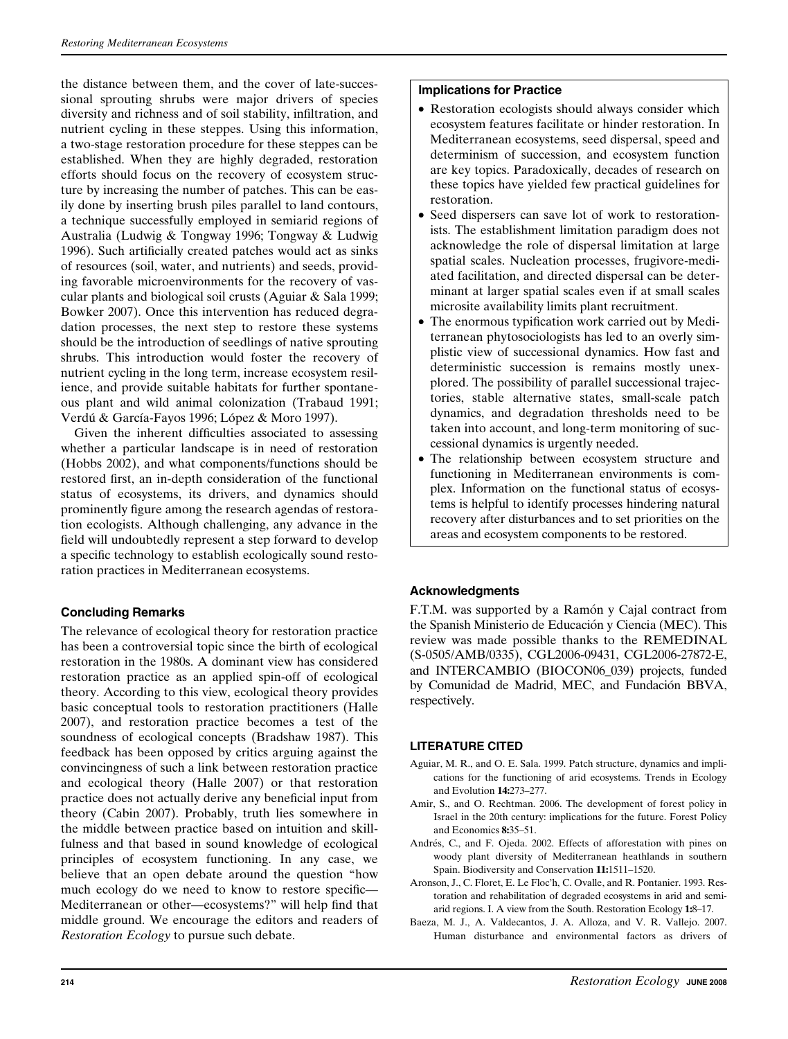the distance between them, and the cover of late-successional sprouting shrubs were major drivers of species diversity and richness and of soil stability, infiltration, and nutrient cycling in these steppes. Using this information, a two-stage restoration procedure for these steppes can be established. When they are highly degraded, restoration efforts should focus on the recovery of ecosystem structure by increasing the number of patches. This can be easily done by inserting brush piles parallel to land contours, a technique successfully employed in semiarid regions of Australia (Ludwig & Tongway 1996; Tongway & Ludwig 1996). Such artificially created patches would act as sinks of resources (soil, water, and nutrients) and seeds, providing favorable microenvironments for the recovery of vascular plants and biological soil crusts (Aguiar & Sala 1999; Bowker 2007). Once this intervention has reduced degradation processes, the next step to restore these systems should be the introduction of seedlings of native sprouting shrubs. This introduction would foster the recovery of nutrient cycling in the long term, increase ecosystem resilience, and provide suitable habitats for further spontaneous plant and wild animal colonization (Trabaud 1991; Verdú & García-Fayos 1996; López & Moro 1997).

Given the inherent difficulties associated to assessing whether a particular landscape is in need of restoration (Hobbs 2002), and what components/functions should be restored first, an in-depth consideration of the functional status of ecosystems, its drivers, and dynamics should prominently figure among the research agendas of restoration ecologists. Although challenging, any advance in the field will undoubtedly represent a step forward to develop a specific technology to establish ecologically sound restoration practices in Mediterranean ecosystems.

## Concluding Remarks

The relevance of ecological theory for restoration practice has been a controversial topic since the birth of ecological restoration in the 1980s. A dominant view has considered restoration practice as an applied spin-off of ecological theory. According to this view, ecological theory provides basic conceptual tools to restoration practitioners (Halle 2007), and restoration practice becomes a test of the soundness of ecological concepts (Bradshaw 1987). This feedback has been opposed by critics arguing against the convincingness of such a link between restoration practice and ecological theory (Halle 2007) or that restoration practice does not actually derive any beneficial input from theory (Cabin 2007). Probably, truth lies somewhere in the middle between practice based on intuition and skillfulness and that based in sound knowledge of ecological principles of ecosystem functioning. In any case, we believe that an open debate around the question "how much ecology do we need to know to restore specific—Mediterranean or other—ecosystems?" will help find that middle ground. We encourage the editors and readers of *Restoration Ecology* to pursue such debate.

### Implications for Practice

- Restoration ecologists should always consider which ecosystem features facilitate or hinder restoration. In Mediterranean ecosystems, seed dispersal, speed and determinism of succession, and ecosystem function are key topics. Paradoxically, decades of research on these topics have yielded few practical guidelines for restoration.
- Seed dispersers can save lot of work to restorationists. The establishment limitation paradigm does not acknowledge the role of dispersal limitation at large spatial scales. Nucleation processes, frugivore-mediated facilitation, and directed dispersal can be determinant at larger spatial scales even if at small scales microsite availability limits plant recruitment.
- The enormous typification work carried out by Mediterranean phytosociologists has led to an overly simplistic view of successional dynamics. How fast and deterministic succession is remains mostly unexplored. The possibility of parallel successional trajectories, stable alternative states, small-scale patch dynamics, and degradation thresholds need to be taken into account, and long-term monitoring of successional dynamics is urgently needed.
- The relationship between ecosystem structure and functioning in Mediterranean environments is complex. Information on the functional status of ecosystems is helpful to identify processes hindering natural recovery after disturbances and to set priorities on the areas and ecosystem components to be restored.

## Acknowledgments

F.T.M. was supported by a Ramón y Cajal contract from the Spanish Ministerio de Educación y Ciencia (MEC). This review was made possible thanks to the REMEDINAL (S-0505/AMB/0335), CGL2006-09431, CGL2006-27872-E, and INTERCAMBIO (BIOCON06_039) projects, funded by Comunidad de Madrid, MEC, and Fundación BBVA, respectively.

## LITERATURE CITED

Aguiar, M. R., and O. E. Sala. 1999. Patch structure, dynamics and implications for the functioning of arid ecosystems. Trends in Ecology and Evolution **14:**273–277.

Amir, S., and O. Rechtman. 2006. The development of forest policy in Israel in the 20th century: implications for the future. Forest Policy and Economics **8:**35–51.

Andrés, C., and F. Ojeda. 2002. Effects of afforestation with pines on woody plant diversity of Mediterranean heathlands in southern Spain. Biodiversity and Conservation **11:**1511–1520.

Aronson, J., C. Floret, E. Le Floc'h, C. Ovalle, and R. Pontanier. 1993. Restoration and rehabilitation of degraded ecosystems in arid and semiarid regions. I. A view from the South. Restoration Ecology **1:**8–17.

Baeza, M. J., A. Valdecantos, J. A. Alloza, and V. R. Vallejo. 2007. Human disturbance and environmental factors as drivers of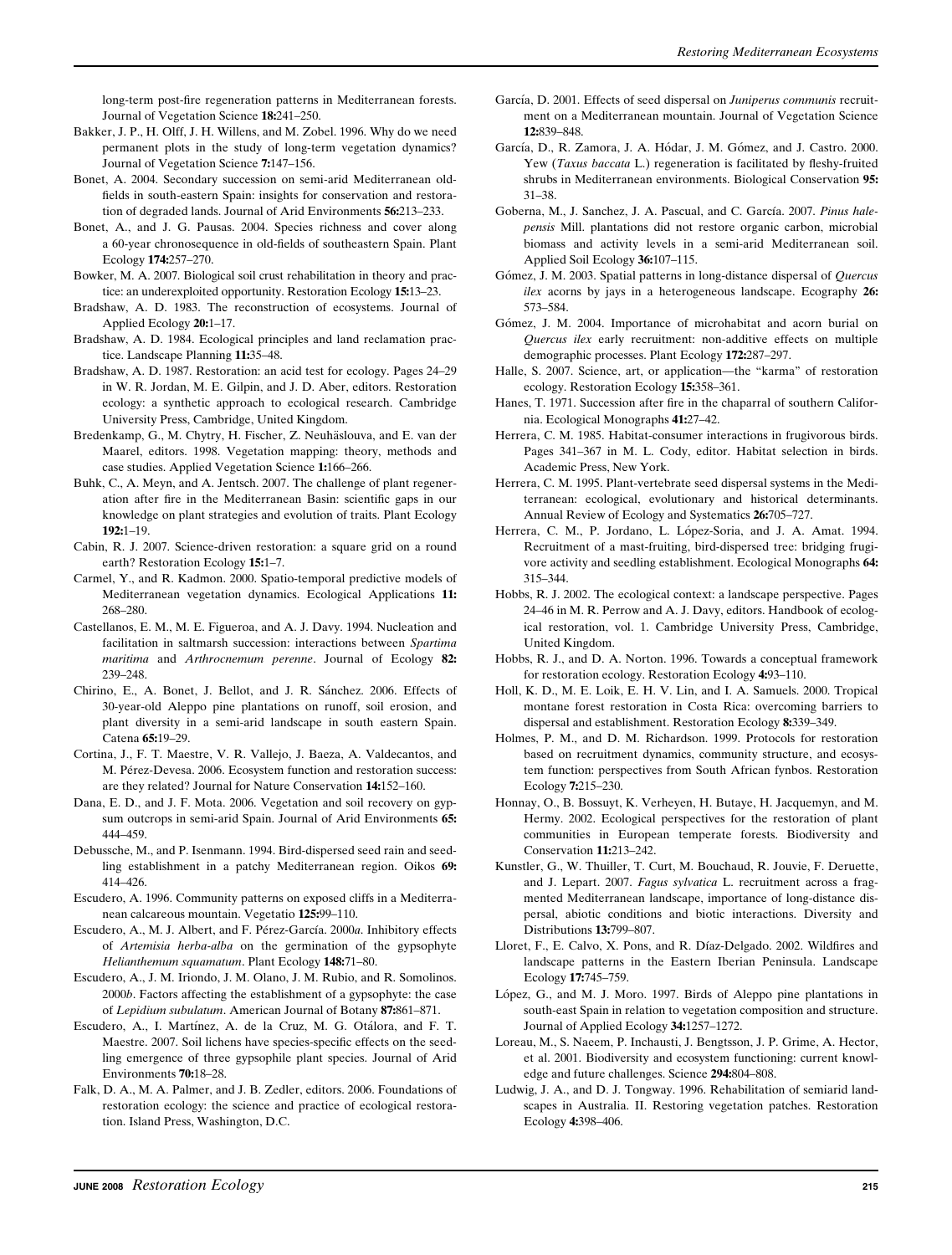long-term post-fire regeneration patterns in Mediterranean forests. Journal of Vegetation Science **18:**241–250.

Bakker, J. P., H. Olff, J. H. Willens, and M. Zobel. 1996. Why do we need permanent plots in the study of long-term vegetation dynamics? Journal of Vegetation Science **7:**147–156.

Bonet, A. 2004. Secondary succession on semi-arid Mediterranean old-fields in south-eastern Spain: insights for conservation and restoration of degraded lands. Journal of Arid Environments **56:**213–233.

Bonet, A., and J. G. Pausas. 2004. Species richness and cover along a 60-year chronosequence in old-fields of southeastern Spain. Plant Ecology **174:**257–270.

Bowker, M. A. 2007. Biological soil crust rehabilitation in theory and practice: an underexploited opportunity. Restoration Ecology **15:**13–23.

Bradshaw, A. D. 1983. The reconstruction of ecosystems. Journal of Applied Ecology **20:**1–17.

Bradshaw, A. D. 1984. Ecological principles and land reclamation practice. Landscape Planning **11:**35–48.

Bradshaw, A. D. 1987. Restoration: an acid test for ecology. Pages 24–29 in W. R. Jordan, M. E. Gilpin, and J. D. Aber, editors. Restoration ecology: a synthetic approach to ecological research. Cambridge University Press, Cambridge, United Kingdom.

Bredenkamp, G., M. Chytry, H. Fischer, Z. Neuhäslouva, and E. van der Maarel, editors. 1998. Vegetation mapping: theory, methods and case studies. Applied Vegetation Science **1:**166–266.

Buhk, C., A. Meyn, and A. Jentsch. 2007. The challenge of plant regeneration after fire in the Mediterranean Basin: scientific gaps in our knowledge on plant strategies and evolution of traits. Plant Ecology **192:**1–19.

Cabin, R. J. 2007. Science-driven restoration: a square grid on a round earth? Restoration Ecology **15:**1–7.

Carmel, Y., and R. Kadmon. 2000. Spatio-temporal predictive models of Mediterranean vegetation dynamics. Ecological Applications **11:** 268–280.

Castellanos, E. M., M. E. Figueroa, and A. J. Davy. 1994. Nucleation and facilitation in saltmarsh succession: interactions between *Spartima maritima* and *Arthrocnemum perenne*. Journal of Ecology **82:** 239–248.

Chirino, E., A. Bonet, J. Bellot, and J. R. Sánchez. 2006. Effects of 30-year-old Aleppo pine plantations on runoff, soil erosion, and plant diversity in a semi-arid landscape in south eastern Spain. Catena **65:**19–29.

Cortina, J., F. T. Maestre, V. R. Vallejo, J. Baeza, A. Valdecantos, and M. Pérez-Devesa. 2006. Ecosystem function and restoration success: are they related? Journal for Nature Conservation **14:**152–160.

Dana, E. D., and J. F. Mota. 2006. Vegetation and soil recovery on gypsum outcrops in semi-arid Spain. Journal of Arid Environments **65:** 444–459.

Debussche, M., and P. Isenmann. 1994. Bird-dispersed seed rain and seedling establishment in a patchy Mediterranean region. Oikos **69:** 414–426.

Escudero, A. 1996. Community patterns on exposed cliffs in a Mediterranean calcareous mountain. Vegetatio **125:**99–110.

Escudero, A., M. J. Albert, and F. Pérez-García. 2000*a*. Inhibitory effects of *Artemisia herba-alba* on the germination of the gypsophyte *Helianthemum squamatum*. Plant Ecology **148:**71–80.

Escudero, A., J. M. Iriondo, J. M. Olano, J. M. Rubio, and R. Somolinos. 2000*b*. Factors affecting the establishment of a gypsophyte: the case of *Lepidium subulatum*. American Journal of Botany **87:**861–871.

Escudero, A., I. Martínez, A. de la Cruz, M. G. Otálora, and F. T. Maestre. 2007. Soil lichens have species-specific effects on the seedling emergence of three gypsophile plant species. Journal of Arid Environments **70:**18–28.

Falk, D. A., M. A. Palmer, and J. B. Zedler, editors. 2006. Foundations of restoration ecology: the science and practice of ecological restoration. Island Press, Washington, D.C.

García, D. 2001. Effects of seed dispersal on *Juniperus communis* recruitment on a Mediterranean mountain. Journal of Vegetation Science **12:**839–848.

García, D., R. Zamora, J. A. Hódar, J. M. Gómez, and J. Castro. 2000. Yew (*Taxus baccata* L.) regeneration is facilitated by fleshy-fruited shrubs in Mediterranean environments. Biological Conservation **95:** 31–38.

Goberna, M., J. Sanchez, J. A. Pascual, and C. García. 2007. *Pinus halepensis* Mill. plantations did not restore organic carbon, microbial biomass and activity levels in a semi-arid Mediterranean soil. Applied Soil Ecology **36:**107–115.

Gómez, J. M. 2003. Spatial patterns in long-distance dispersal of *Quercus ilex* acorns by jays in a heterogeneous landscape. Ecography **26:** 573–584.

Gómez, J. M. 2004. Importance of microhabitat and acorn burial on *Quercus ilex* early recruitment: non-additive effects on multiple demographic processes. Plant Ecology **172:**287–297.

Halle, S. 2007. Science, art, or application—the "karma" of restoration ecology. Restoration Ecology **15:**358–361.

Hanes, T. 1971. Succession after fire in the chaparral of southern California. Ecological Monographs **41:**27–42.

Herrera, C. M. 1985. Habitat-consumer interactions in frugivorous birds. Pages 341–367 in M. L. Cody, editor. Habitat selection in birds. Academic Press, New York.

Herrera, C. M. 1995. Plant-vertebrate seed dispersal systems in the Mediterranean: ecological, evolutionary and historical determinants. Annual Review of Ecology and Systematics **26:**705–727.

Herrera, C. M., P. Jordano, L. López-Soria, and J. A. Amat. 1994. Recruitment of a mast-fruiting, bird-dispersed tree: bridging frugivore activity and seedling establishment. Ecological Monographs **64:** 315–344.

Hobbs, R. J. 2002. The ecological context: a landscape perspective. Pages 24–46 in M. R. Perrow and A. J. Davy, editors. Handbook of ecological restoration, vol. 1. Cambridge University Press, Cambridge, United Kingdom.

Hobbs, R. J., and D. A. Norton. 1996. Towards a conceptual framework for restoration ecology. Restoration Ecology **4:**93–110.

Holl, K. D., M. E. Loik, E. H. V. Lin, and I. A. Samuels. 2000. Tropical montane forest restoration in Costa Rica: overcoming barriers to dispersal and establishment. Restoration Ecology **8:**339–349.

Holmes, P. M., and D. M. Richardson. 1999. Protocols for restoration based on recruitment dynamics, community structure, and ecosystem function: perspectives from South African fynbos. Restoration Ecology **7:**215–230.

Honnay, O., B. Bossuyt, K. Verheyen, H. Butaye, H. Jacquemyn, and M. Hermy. 2002. Ecological perspectives for the restoration of plant communities in European temperate forests. Biodiversity and Conservation **11:**213–242.

Kunstler, G., W. Thuiller, T. Curt, M. Bouchaud, R. Jouvie, F. Deruette, and J. Lepart. 2007. *Fagus sylvatica* L. recruitment across a fragmented Mediterranean landscape, importance of long-distance dispersal, abiotic conditions and biotic interactions. Diversity and Distributions **13:**799–807.

Lloret, F., E. Calvo, X. Pons, and R. Díaz-Delgado. 2002. Wildfires and landscape patterns in the Eastern Iberian Peninsula. Landscape Ecology **17:**745–759.

López, G., and M. J. Moro. 1997. Birds of Aleppo pine plantations in south-east Spain in relation to vegetation composition and structure. Journal of Applied Ecology **34:**1257–1272.

Loreau, M., S. Naeem, P. Inchausti, J. Bengtsson, J. P. Grime, A. Hector, et al. 2001. Biodiversity and ecosystem functioning: current knowledge and future challenges. Science **294:**804–808.

Ludwig, J. A., and D. J. Tongway. 1996. Rehabilitation of semiarid landscapes in Australia. II. Restoring vegetation patches. Restoration Ecology **4:**398–406.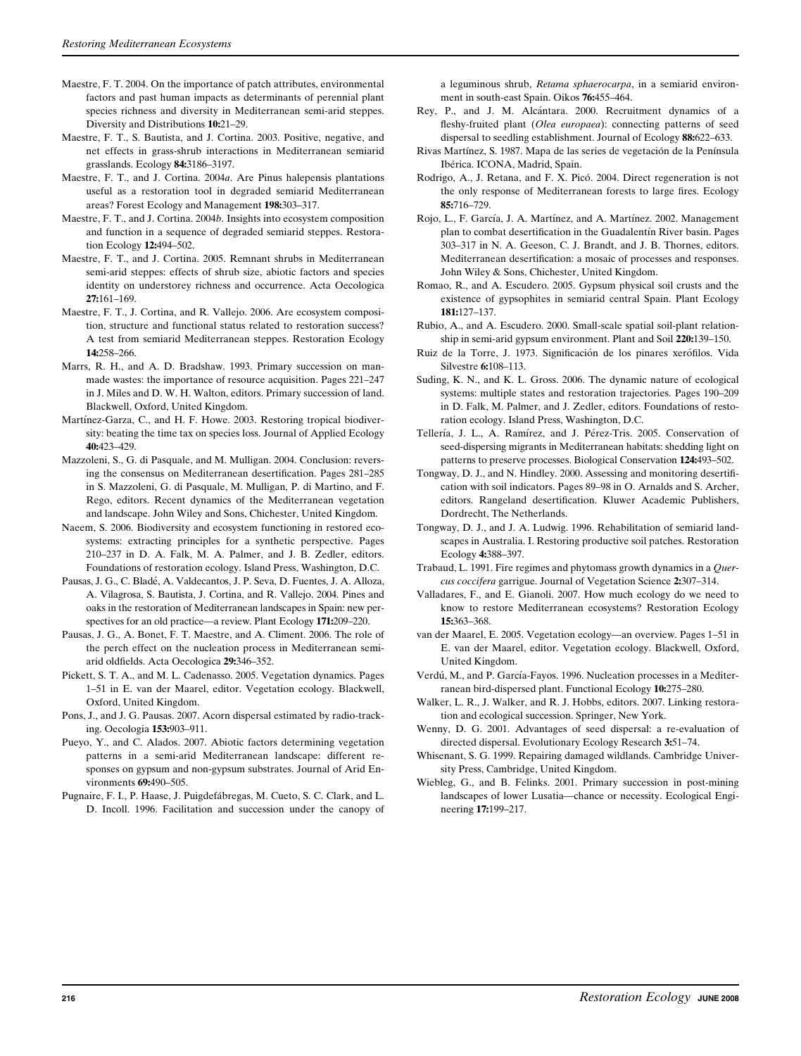Maestre, F. T. 2004. On the importance of patch attributes, environmental factors and past human impacts as determinants of perennial plant species richness and diversity in Mediterranean semi-arid steppes. Diversity and Distributions **10:**21–29.

Maestre, F. T., S. Bautista, and J. Cortina. 2003. Positive, negative, and net effects in grass-shrub interactions in Mediterranean semiarid grasslands. Ecology **84:**3186–3197.

Maestre, F. T., and J. Cortina. 2004*a*. Are Pinus halepensis plantations useful as a restoration tool in degraded semiarid Mediterranean areas? Forest Ecology and Management **198:**303–317.

Maestre, F. T., and J. Cortina. 2004*b*. Insights into ecosystem composition and function in a sequence of degraded semiarid steppes. Restoration Ecology **12:**494–502.

Maestre, F. T., and J. Cortina. 2005. Remnant shrubs in Mediterranean semi-arid steppes: effects of shrub size, abiotic factors and species identity on understorey richness and occurrence. Acta Oecologica **27:**161–169.

Maestre, F. T., J. Cortina, and R. Vallejo. 2006. Are ecosystem composition, structure and functional status related to restoration success? A test from semiarid Mediterranean steppes. Restoration Ecology **14:**258–266.

Marrs, R. H., and A. D. Bradshaw. 1993. Primary succession on man-made wastes: the importance of resource acquisition. Pages 221–247 in J. Miles and D. W. H. Walton, editors. Primary succession of land. Blackwell, Oxford, United Kingdom.

Martínez-Garza, C., and H. F. Howe. 2003. Restoring tropical biodiversity: beating the time tax on species loss. Journal of Applied Ecology **40:**423–429.

Mazzoleni, S., G. di Pasquale, and M. Mulligan. 2004. Conclusion: reversing the consensus on Mediterranean desertification. Pages 281–285 in S. Mazzoleni, G. di Pasquale, M. Mulligan, P. di Martino, and F. Rego, editors. Recent dynamics of the Mediterranean vegetation and landscape. John Wiley and Sons, Chichester, United Kingdom.

Naeem, S. 2006. Biodiversity and ecosystem functioning in restored ecosystems: extracting principles for a synthetic perspective. Pages 210–237 in D. A. Falk, M. A. Palmer, and J. B. Zedler, editors. Foundations of restoration ecology. Island Press, Washington, D.C.

Pausas, J. G., C. Bladé, A. Valdecantos, J. P. Seva, D. Fuentes, J. A. Alloza, A. Vilagrosa, S. Bautista, J. Cortina, and R. Vallejo. 2004. Pines and oaks in the restoration of Mediterranean landscapes in Spain: new perspectives for an old practice—a review. Plant Ecology **171:**209–220.

Pausas, J. G., A. Bonet, F. T. Maestre, and A. Climent. 2006. The role of the perch effect on the nucleation process in Mediterranean semi-arid oldfields. Acta Oecologica **29:**346–352.

Pickett, S. T. A., and M. L. Cadenasso. 2005. Vegetation dynamics. Pages 1–51 in E. van der Maarel, editor. Vegetation ecology. Blackwell, Oxford, United Kingdom.

Pons, J., and J. G. Pausas. 2007. Acorn dispersal estimated by radio-tracking. Oecologia **153:**903–911.

Pueyo, Y., and C. Alados. 2007. Abiotic factors determining vegetation patterns in a semi-arid Mediterranean landscape: different responses on gypsum and non-gypsum substrates. Journal of Arid Environments **69:**490–505.

Pugnaire, F. I., P. Haase, J. Puigdefábregas, M. Cueto, S. C. Clark, and L. D. Incoll. 1996. Facilitation and succession under the canopy of a leguminous shrub, *Retama sphaerocarpa*, in a semiarid environment in south-east Spain. Oikos **76:**455–464.

Rey, P., and J. M. Alcántara. 2000. Recruitment dynamics of a fleshy-fruited plant (*Olea europaea*): connecting patterns of seed dispersal to seedling establishment. Journal of Ecology **88:**622–633.

Rivas Martínez, S. 1987. Mapa de las series de vegetación de la Península Ibérica. ICONA, Madrid, Spain.

Rodrigo, A., J. Retana, and F. X. Picó. 2004. Direct regeneration is not the only response of Mediterranean forests to large fires. Ecology **85:**716–729.

Rojo, L., F. García, J. A. Martínez, and A. Martínez. 2002. Management plan to combat desertification in the Guadalentín River basin. Pages 303–317 in N. A. Geeson, C. J. Brandt, and J. B. Thornes, editors. Mediterranean desertification: a mosaic of processes and responses. John Wiley & Sons, Chichester, United Kingdom.

Romao, R., and A. Escudero. 2005. Gypsum physical soil crusts and the existence of gypsophites in semiarid central Spain. Plant Ecology **181:**127–137.

Rubio, A., and A. Escudero. 2000. Small-scale spatial soil-plant relationship in semi-arid gypsum environment. Plant and Soil **220:**139–150.

Ruiz de la Torre, J. 1973. Significación de los pinares xerófilos. Vida Silvestre **6:**108–113.

Suding, K. N., and K. L. Gross. 2006. The dynamic nature of ecological systems: multiple states and restoration trajectories. Pages 190–209 in D. Falk, M. Palmer, and J. Zedler, editors. Foundations of restoration ecology. Island Press, Washington, D.C.

Tellería, J. L., A. Ramírez, and J. Pérez-Tris. 2005. Conservation of seed-dispersing migrants in Mediterranean habitats: shedding light on patterns to preserve processes. Biological Conservation **124:**493–502.

Tongway, D. J., and N. Hindley. 2000. Assessing and monitoring desertification with soil indicators. Pages 89–98 in O. Arnalds and S. Archer, editors. Rangeland desertification. Kluwer Academic Publishers, Dordrecht, The Netherlands.

Tongway, D. J., and J. A. Ludwig. 1996. Rehabilitation of semiarid landscapes in Australia. I. Restoring productive soil patches. Restoration Ecology **4:**388–397.

Trabaud, L. 1991. Fire regimes and phytomass growth dynamics in a *Quercus coccifera* garrigue. Journal of Vegetation Science **2:**307–314.

Valladares, F., and E. Gianoli. 2007. How much ecology do we need to know to restore Mediterranean ecosystems? Restoration Ecology **15:**363–368.

van der Maarel, E. 2005. Vegetation ecology—an overview. Pages 1–51 in E. van der Maarel, editor. Vegetation ecology. Blackwell, Oxford, United Kingdom.

Verdú, M., and P. García-Fayos. 1996. Nucleation processes in a Mediterranean bird-dispersed plant. Functional Ecology **10:**275–280.

Walker, L. R., J. Walker, and R. J. Hobbs, editors. 2007. Linking restoration and ecological succession. Springer, New York.

Wenny, D. G. 2001. Advantages of seed dispersal: a re-evaluation of directed dispersal. Evolutionary Ecology Research **3:**51–74.

Whisenant, S. G. 1999. Repairing damaged wildlands. Cambridge University Press, Cambridge, United Kingdom.

Wiebleg, G., and B. Felinks. 2001. Primary succession in post-mining landscapes of lower Lusatia—chance or necessity. Ecological Engineering **17:**199–217.